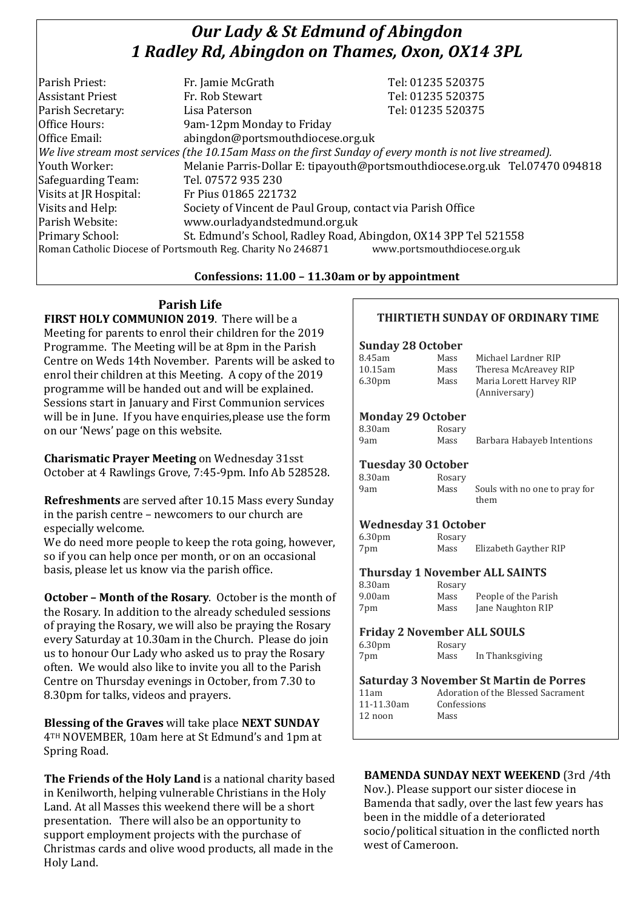# *Our Lady & St Edmund of Abingdon*
# *1 Radley Rd, Abingdon on Thames, Oxon, OX14 3PL*

| | | |
|---|---|---|
| Parish Priest: | Fr. Jamie McGrath | Tel: 01235 520375 |
| Assistant Priest | Fr. Rob Stewart | Tel: 01235 520375 |
| Parish Secretary: | Lisa Paterson | Tel: 01235 520375 |
| Office Hours: | 9am-12pm Monday to Friday | |
| Office Email: | abingdon@portsmouthdiocese.org.uk | |

*We live stream most services (the 10.15am Mass on the first Sunday of every month is not live streamed).*

| | |
|---|---|
| Youth Worker: | Melanie Parris-Dollar E: tipayouth@portsmouthdiocese.org.uk Tel.07470 094818 |
| Safeguarding Team: | Tel. 07572 935 230 |
| Visits at JR Hospital: | Fr Pius 01865 221732 |
| Visits and Help: | Society of Vincent de Paul Group, contact via Parish Office |
| Parish Website: | www.ourladyandstedmund.org.uk |
| Primary School: | St. Edmund's School, Radley Road, Abingdon, OX14 3PP Tel 521558 |

Roman Catholic Diocese of Portsmouth Reg. Charity No 246871 www.portsmouthdiocese.org.uk

**Confessions: 11.00 – 11.30am or by appointment**

## Parish Life

**FIRST HOLY COMMUNION 2019**. There will be a Meeting for parents to enrol their children for the 2019 Programme. The Meeting will be at 8pm in the Parish Centre on Weds 14th November. Parents will be asked to enrol their children at this Meeting. A copy of the 2019 programme will be handed out and will be explained. Sessions start in January and First Communion services will be in June. If you have enquiries,please use the form on our 'News' page on this website.

**Charismatic Prayer Meeting** on Wednesday 31sst October at 4 Rawlings Grove, 7:45-9pm. Info Ab 528528.

**Refreshments** are served after 10.15 Mass every Sunday in the parish centre – newcomers to our church are especially welcome.
We do need more people to keep the rota going, however, so if you can help once per month, or on an occasional basis, please let us know via the parish office.

**October – Month of the Rosary**. October is the month of the Rosary. In addition to the already scheduled sessions of praying the Rosary, we will also be praying the Rosary every Saturday at 10.30am in the Church. Please do join us to honour Our Lady who asked us to pray the Rosary often. We would also like to invite you all to the Parish Centre on Thursday evenings in October, from 7.30 to 8.30pm for talks, videos and prayers.

**Blessing of the Graves** will take place **NEXT SUNDAY** 4TH NOVEMBER, 10am here at St Edmund's and 1pm at Spring Road.

**The Friends of the Holy Land** is a national charity based in Kenilworth, helping vulnerable Christians in the Holy Land. At all Masses this weekend there will be a short presentation. There will also be an opportunity to support employment projects with the purchase of Christmas cards and olive wood products, all made in the Holy Land.

## THIRTIETH SUNDAY OF ORDINARY TIME

**Sunday 28 October**

| | | |
|---|---|---|
| 8.45am | Mass | Michael Lardner RIP |
| 10.15am | Mass | Theresa McAreavey RIP |
| 6.30pm | Mass | Maria Lorett Harvey RIP (Anniversary) |

**Monday 29 October**

| | | |
|---|---|---|
| 8.30am | Rosary | |
| 9am | Mass | Barbara Habayeb Intentions |

**Tuesday 30 October**

| | | |
|---|---|---|
| 8.30am | Rosary | |
| 9am | Mass | Souls with no one to pray for them |

**Wednesday 31 October**

| | | |
|---|---|---|
| 6.30pm | Rosary | |
| 7pm | Mass | Elizabeth Gayther RIP |

**Thursday 1 November ALL SAINTS**

| | | |
|---|---|---|
| 8.30am | Rosary | |
| 9.00am | Mass | People of the Parish |
| 7pm | Mass | Jane Naughton RIP |

**Friday 2 November ALL SOULS**

| | | |
|---|---|---|
| 6.30pm | Rosary | |
| 7pm | Mass | In Thanksgiving |

**Saturday 3 November St Martin de Porres**

| | |
|---|---|
| 11am | Adoration of the Blessed Sacrament |
| 11-11.30am | Confessions |
| 12 noon | Mass |

**BAMENDA SUNDAY NEXT WEEKEND** (3rd /4th Nov.). Please support our sister diocese in Bamenda that sadly, over the last few years has been in the middle of a deteriorated socio/political situation in the conflicted north west of Cameroon.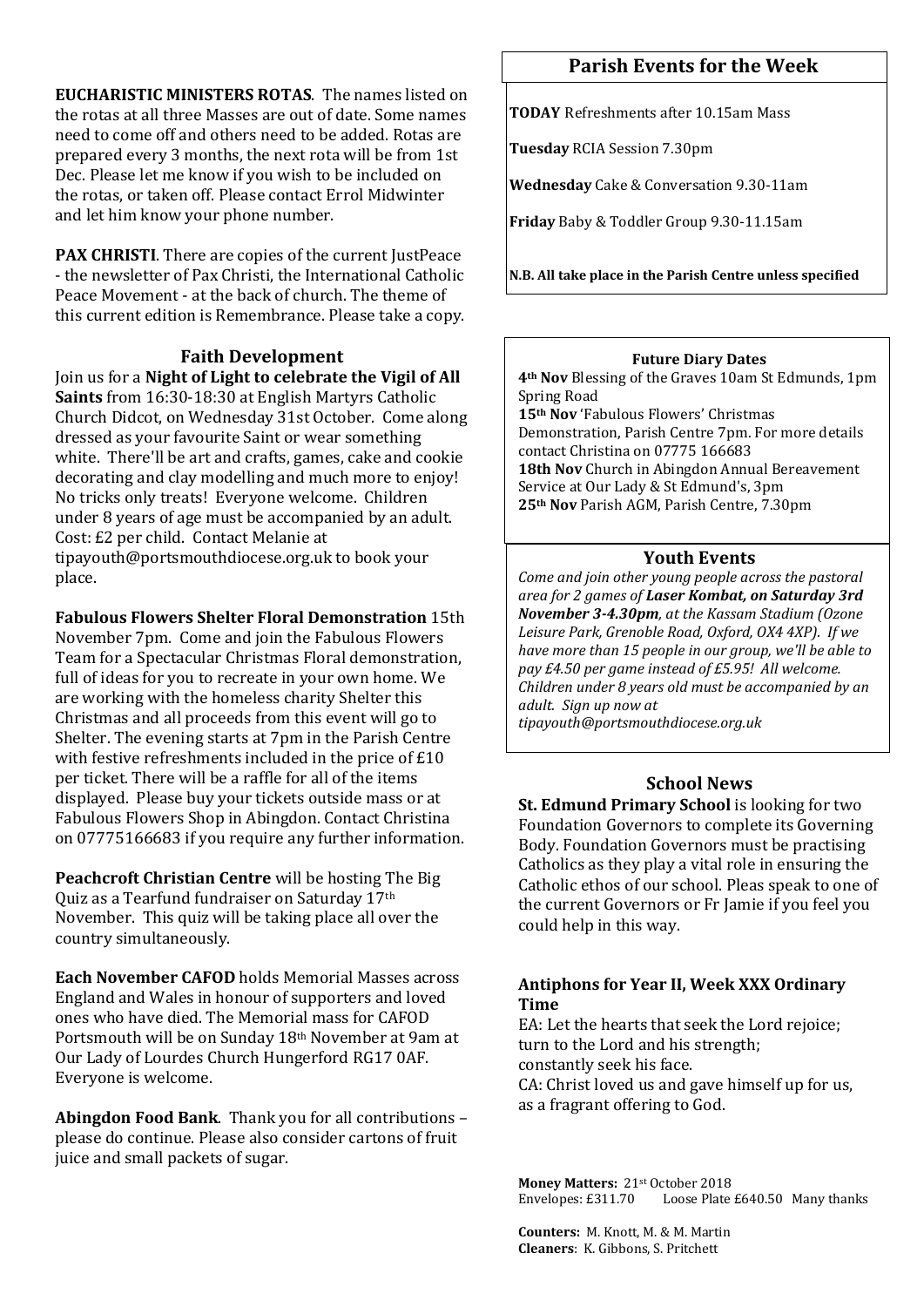**EUCHARISTIC MINISTERS ROTAS**. The names listed on the rotas at all three Masses are out of date. Some names need to come off and others need to be added. Rotas are prepared every 3 months, the next rota will be from 1st Dec. Please let me know if you wish to be included on the rotas, or taken off. Please contact Errol Midwinter and let him know your phone number.

**PAX CHRISTI**. There are copies of the current JustPeace - the newsletter of Pax Christi, the International Catholic Peace Movement - at the back of church. The theme of this current edition is Remembrance. Please take a copy.

## Faith Development

Join us for a **Night of Light to celebrate the Vigil of All Saints** from 16:30-18:30 at English Martyrs Catholic Church Didcot, on Wednesday 31st October. Come along dressed as your favourite Saint or wear something white. There'll be art and crafts, games, cake and cookie decorating and clay modelling and much more to enjoy! No tricks only treats! Everyone welcome. Children under 8 years of age must be accompanied by an adult. Cost: £2 per child. Contact Melanie at tipayouth@portsmouthdiocese.org.uk to book your place.

**Fabulous Flowers Shelter Floral Demonstration** 15th November 7pm. Come and join the Fabulous Flowers Team for a Spectacular Christmas Floral demonstration, full of ideas for you to recreate in your own home. We are working with the homeless charity Shelter this Christmas and all proceeds from this event will go to Shelter. The evening starts at 7pm in the Parish Centre with festive refreshments included in the price of £10 per ticket. There will be a raffle for all of the items displayed. Please buy your tickets outside mass or at Fabulous Flowers Shop in Abingdon. Contact Christina on 07775166683 if you require any further information.

**Peachcroft Christian Centre** will be hosting The Big Quiz as a Tearfund fundraiser on Saturday 17th November. This quiz will be taking place all over the country simultaneously.

**Each November CAFOD** holds Memorial Masses across England and Wales in honour of supporters and loved ones who have died. The Memorial mass for CAFOD Portsmouth will be on Sunday 18th November at 9am at Our Lady of Lourdes Church Hungerford RG17 0AF. Everyone is welcome.

**Abingdon Food Bank**. Thank you for all contributions – please do continue. Please also consider cartons of fruit juice and small packets of sugar.

## Parish Events for the Week

**TODAY** Refreshments after 10.15am Mass

**Tuesday** RCIA Session 7.30pm

**Wednesday** Cake & Conversation 9.30-11am

**Friday** Baby & Toddler Group 9.30-11.15am

**N.B. All take place in the Parish Centre unless specified**

### Future Diary Dates

**4th Nov** Blessing of the Graves 10am St Edmunds, 1pm Spring Road
**15th Nov** 'Fabulous Flowers' Christmas Demonstration, Parish Centre 7pm. For more details contact Christina on 07775 166683
**18th Nov** Church in Abingdon Annual Bereavement Service at Our Lady & St Edmund's, 3pm
**25th Nov** Parish AGM, Parish Centre, 7.30pm

## Youth Events

*Come and join other young people across the pastoral area for 2 games of **Laser Kombat, on Saturday 3rd November 3-4.30pm**, at the Kassam Stadium (Ozone Leisure Park, Grenoble Road, Oxford, OX4 4XP). If we have more than 15 people in our group, we'll be able to pay £4.50 per game instead of £5.95! All welcome. Children under 8 years old must be accompanied by an adult. Sign up now at tipayouth@portsmouthdiocese.org.uk*

## School News

**St. Edmund Primary School** is looking for two Foundation Governors to complete its Governing Body. Foundation Governors must be practising Catholics as they play a vital role in ensuring the Catholic ethos of our school. Pleas speak to one of the current Governors or Fr Jamie if you feel you could help in this way.

### Antiphons for Year II, Week XXX Ordinary Time

EA: Let the hearts that seek the Lord rejoice;
turn to the Lord and his strength;
constantly seek his face.
CA: Christ loved us and gave himself up for us,
as a fragrant offering to God.

**Money Matters:** 21st October 2018
Envelopes: £311.70 Loose Plate £640.50 Many thanks

**Counters:** M. Knott, M. & M. Martin
**Cleaners**: K. Gibbons, S. Pritchett